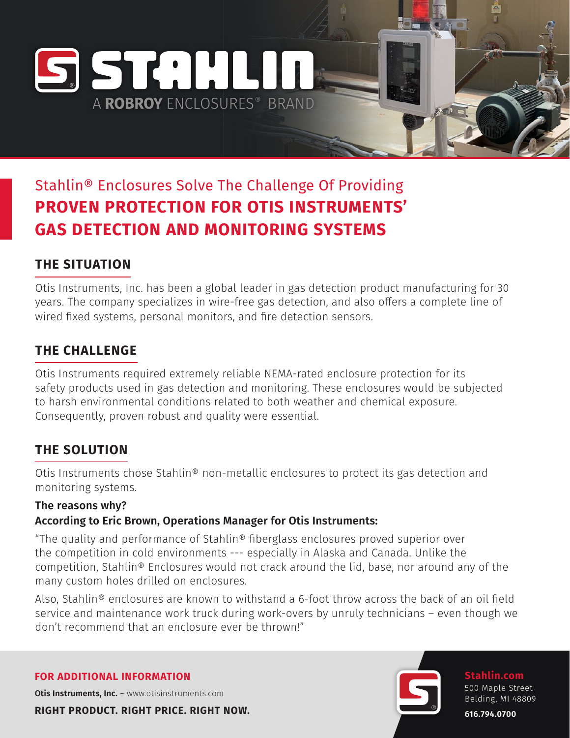# STAHLIN

A **ROBROY** ENCLOSURES® BRAND

## Stahlin® Enclosures Solve The Challenge Of Providing **PROVEN PROTECTION FOR OTIS INSTRUMENTS' GAS DETECTION AND MONITORING SYSTEMS**

### THE SITUATION

Otis Instruments, Inc. has been a global leader in gas detection product manufacturing for 30 years. The company specializes in wire-free gas detection, and also offers a complete line of wired fixed systems, personal monitors, and fire detection sensors.

### THE CHALLENGE

Otis Instruments required extremely reliable NEMA-rated enclosure protection for its safety products used in gas detection and monitoring. These enclosures would be subjected to harsh environmental conditions related to both weather and chemical exposure. Consequently, proven robust and quality were essential.

### THE SOLUTION

Otis Instruments chose Stahlin® non-metallic enclosures to protect its gas detection and monitoring systems.

**The reasons why?**

**According to Eric Brown, Operations Manager for Otis Instruments:**

"The quality and performance of Stahlin® fiberglass enclosures proved superior over the competition in cold environments --- especially in Alaska and Canada. Unlike the competition, Stahlin® Enclosures would not crack around the lid, base, nor around any of the many custom holes drilled on enclosures.

Also, Stahlin® enclosures are known to withstand a 6-foot throw across the back of an oil field service and maintenance work truck during work-overs by unruly technicians – even though we don't recommend that an enclosure ever be thrown!"

**FOR ADDITIONAL INFORMATION**

**Otis Instruments, Inc.** – www.otisinstruments.com

**RIGHT PRODUCT. RIGHT PRICE. RIGHT NOW.**

**Stahlin.com**
500 Maple Street
Belding, MI 48809
**616.794.0700**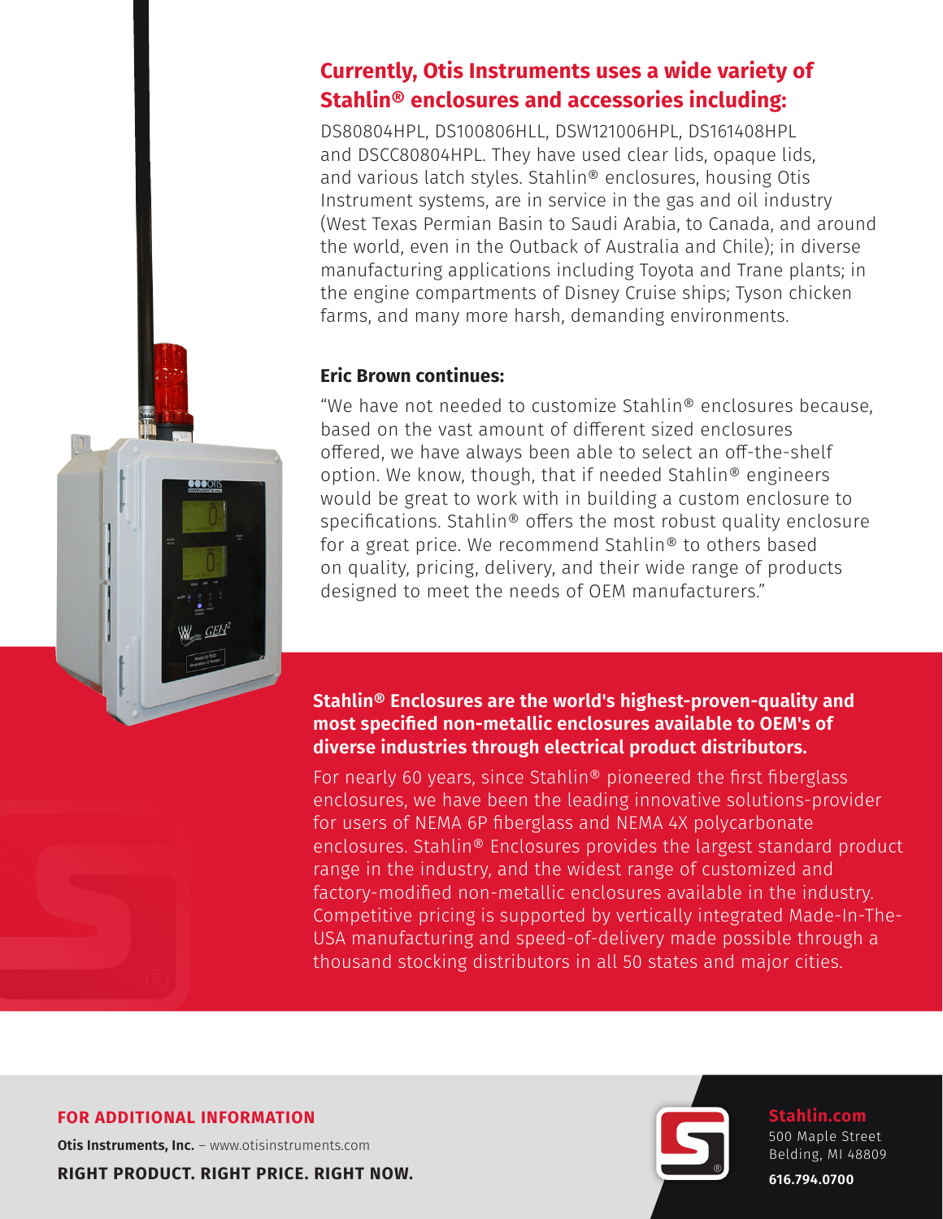## Currently, Otis Instruments uses a wide variety of Stahlin® enclosures and accessories including:

DS80804HPL, DS100806HLL, DSW121006HPL, DS161408HPL and DSCC80804HPL. They have used clear lids, opaque lids, and various latch styles. Stahlin® enclosures, housing Otis Instrument systems, are in service in the gas and oil industry (West Texas Permian Basin to Saudi Arabia, to Canada, and around the world, even in the Outback of Australia and Chile); in diverse manufacturing applications including Toyota and Trane plants; in the engine compartments of Disney Cruise ships; Tyson chicken farms, and many more harsh, demanding environments.

### Eric Brown continues:

"We have not needed to customize Stahlin® enclosures because, based on the vast amount of different sized enclosures offered, we have always been able to select an off-the-shelf option. We know, though, that if needed Stahlin® engineers would be great to work with in building a custom enclosure to specifications. Stahlin® offers the most robust quality enclosure for a great price. We recommend Stahlin® to others based on quality, pricing, delivery, and their wide range of products designed to meet the needs of OEM manufacturers."

### Stahlin® Enclosures are the world's highest-proven-quality and most specified non-metallic enclosures available to OEM's of diverse industries through electrical product distributors.

For nearly 60 years, since Stahlin® pioneered the first fiberglass enclosures, we have been the leading innovative solutions-provider for users of NEMA 6P fiberglass and NEMA 4X polycarbonate enclosures. Stahlin® Enclosures provides the largest standard product range in the industry, and the widest range of customized and factory-modified non-metallic enclosures available in the industry. Competitive pricing is supported by vertically integrated Made-In-The-USA manufacturing and speed-of-delivery made possible through a thousand stocking distributors in all 50 states and major cities.

**FOR ADDITIONAL INFORMATION**

**Otis Instruments, Inc.** – www.otisinstruments.com

**RIGHT PRODUCT. RIGHT PRICE. RIGHT NOW.**

**Stahlin.com**
500 Maple Street
Belding, MI 48809
**616.794.0700**